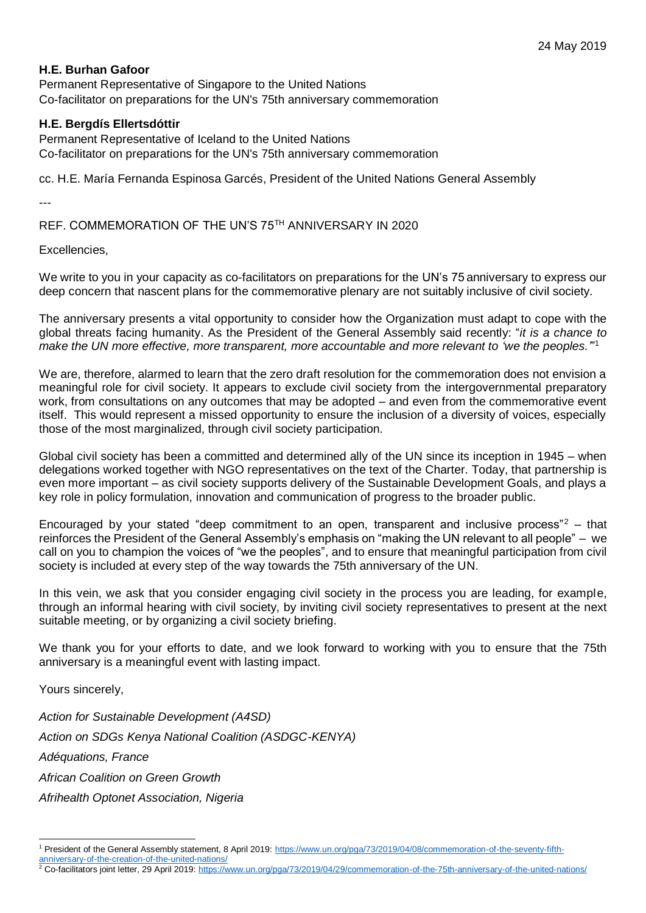24 May 2019

**H.E. Burhan Gafoor**
Permanent Representative of Singapore to the United Nations
Co-facilitator on preparations for the UN's 75th anniversary commemoration

**H.E. Bergdís Ellertsdóttir**
Permanent Representative of Iceland to the United Nations
Co-facilitator on preparations for the UN's 75th anniversary commemoration

cc. H.E. María Fernanda Espinosa Garcés, President of the United Nations General Assembly

---

REF. COMMEMORATION OF THE UN'S 75TH ANNIVERSARY IN 2020

Excellencies,

We write to you in your capacity as co-facilitators on preparations for the UN's 75 anniversary to express our deep concern that nascent plans for the commemorative plenary are not suitably inclusive of civil society.

The anniversary presents a vital opportunity to consider how the Organization must adapt to cope with the global threats facing humanity. As the President of the General Assembly said recently: "*it is a chance to make the UN more effective, more transparent, more accountable and more relevant to 'we the peoples.'*"[1]

We are, therefore, alarmed to learn that the zero draft resolution for the commemoration does not envision a meaningful role for civil society. It appears to exclude civil society from the intergovernmental preparatory work, from consultations on any outcomes that may be adopted – and even from the commemorative event itself. This would represent a missed opportunity to ensure the inclusion of a diversity of voices, especially those of the most marginalized, through civil society participation.

Global civil society has been a committed and determined ally of the UN since its inception in 1945 – when delegations worked together with NGO representatives on the text of the Charter. Today, that partnership is even more important – as civil society supports delivery of the Sustainable Development Goals, and plays a key role in policy formulation, innovation and communication of progress to the broader public.

Encouraged by your stated "deep commitment to an open, transparent and inclusive process"[2] – that reinforces the President of the General Assembly's emphasis on "making the UN relevant to all people" – we call on you to champion the voices of "we the peoples", and to ensure that meaningful participation from civil society is included at every step of the way towards the 75th anniversary of the UN.

In this vein, we ask that you consider engaging civil society in the process you are leading, for example, through an informal hearing with civil society, by inviting civil society representatives to present at the next suitable meeting, or by organizing a civil society briefing.

We thank you for your efforts to date, and we look forward to working with you to ensure that the 75th anniversary is a meaningful event with lasting impact.

Yours sincerely,

*Action for Sustainable Development (A4SD)*

*Action on SDGs Kenya National Coalition (ASDGC-KENYA)*

*Adéquations, France*

*African Coalition on Green Growth*

*Afrihealth Optonet Association, Nigeria*

---

[1] President of the General Assembly statement, 8 April 2019: https://www.un.org/pga/73/2019/04/08/commemoration-of-the-seventy-fifth-anniversary-of-the-creation-of-the-united-nations/

[2] Co-facilitators joint letter, 29 April 2019: https://www.un.org/pga/73/2019/04/29/commemoration-of-the-75th-anniversary-of-the-united-nations/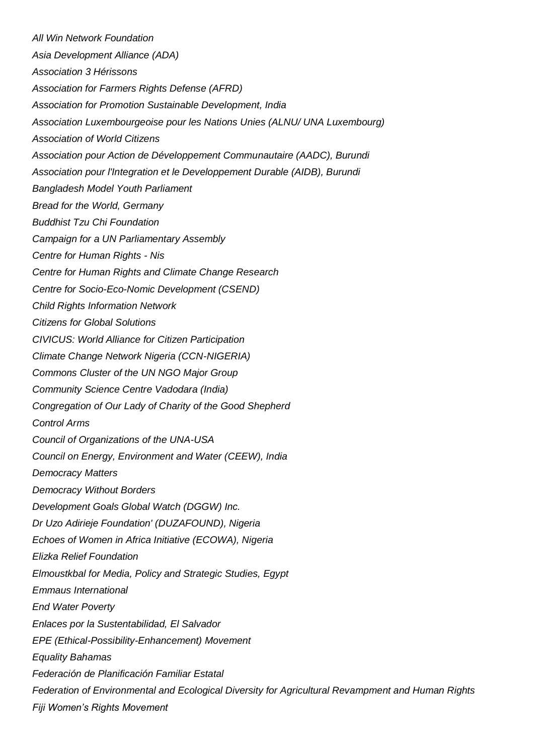*All Win Network Foundation*

*Asia Development Alliance (ADA)*

*Association 3 Hérissons*

*Association for Farmers Rights Defense (AFRD)*

*Association for Promotion Sustainable Development, India*

*Association Luxembourgeoise pour les Nations Unies (ALNU/ UNA Luxembourg)*

*Association of World Citizens*

*Association pour Action de Développement Communautaire (AADC), Burundi*

*Association pour l'Integration et le Developpement Durable (AIDB), Burundi*

*Bangladesh Model Youth Parliament*

*Bread for the World, Germany*

*Buddhist Tzu Chi Foundation*

*Campaign for a UN Parliamentary Assembly*

*Centre for Human Rights - Nis*

*Centre for Human Rights and Climate Change Research*

*Centre for Socio-Eco-Nomic Development (CSEND)*

*Child Rights Information Network*

*Citizens for Global Solutions*

*CIVICUS: World Alliance for Citizen Participation*

*Climate Change Network Nigeria (CCN-NIGERIA)*

*Commons Cluster of the UN NGO Major Group*

*Community Science Centre Vadodara (India)*

*Congregation of Our Lady of Charity of the Good Shepherd*

*Control Arms*

*Council of Organizations of the UNA-USA*

*Council on Energy, Environment and Water (CEEW), India*

*Democracy Matters*

*Democracy Without Borders*

*Development Goals Global Watch (DGGW) Inc.*

*Dr Uzo Adirieje Foundation' (DUZAFOUND), Nigeria*

*Echoes of Women in Africa Initiative (ECOWA), Nigeria*

*Elizka Relief Foundation*

*Elmoustkbal for Media, Policy and Strategic Studies, Egypt*

*Emmaus International*

*End Water Poverty*

*Enlaces por la Sustentabilidad, El Salvador*

*EPE (Ethical-Possibility-Enhancement) Movement*

*Equality Bahamas*

*Federación de Planificación Familiar Estatal*

*Federation of Environmental and Ecological Diversity for Agricultural Revampment and Human Rights*

*Fiji Women's Rights Movement*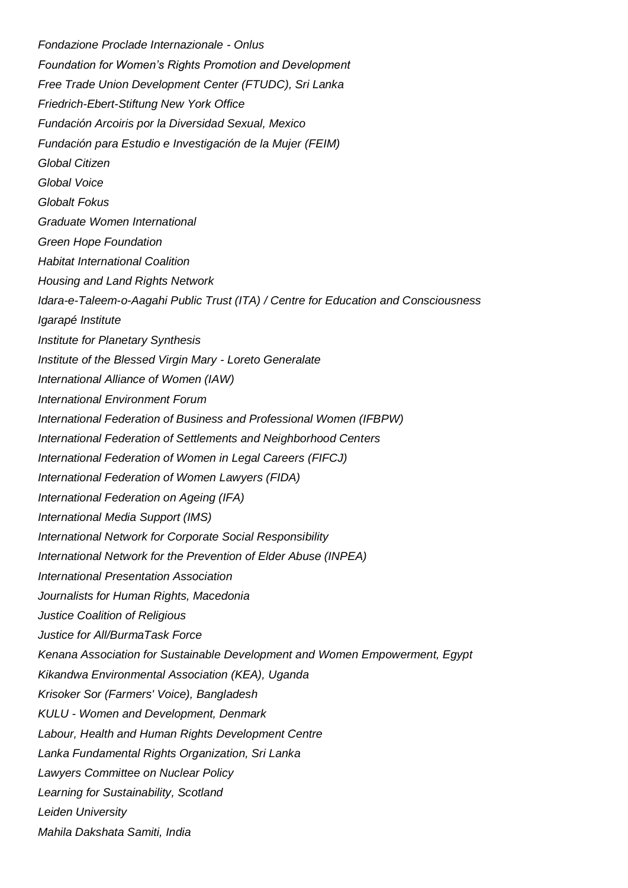*Fondazione Proclade Internazionale - Onlus*

*Foundation for Women's Rights Promotion and Development*

*Free Trade Union Development Center (FTUDC), Sri Lanka*

*Friedrich-Ebert-Stiftung New York Office*

*Fundación Arcoiris por la Diversidad Sexual, Mexico*

*Fundación para Estudio e Investigación de la Mujer (FEIM)*

*Global Citizen*

*Global Voice*

*Globalt Fokus*

*Graduate Women International*

*Green Hope Foundation*

*Habitat International Coalition*

*Housing and Land Rights Network*

*Idara-e-Taleem-o-Aagahi Public Trust (ITA) / Centre for Education and Consciousness*

*Igarapé Institute*

*Institute for Planetary Synthesis*

*Institute of the Blessed Virgin Mary - Loreto Generalate*

*International Alliance of Women (IAW)*

*International Environment Forum*

*International Federation of Business and Professional Women (IFBPW)*

*International Federation of Settlements and Neighborhood Centers*

*International Federation of Women in Legal Careers (FIFCJ)*

*International Federation of Women Lawyers (FIDA)*

*International Federation on Ageing (IFA)*

*International Media Support (IMS)*

*International Network for Corporate Social Responsibility*

*International Network for the Prevention of Elder Abuse (INPEA)*

*International Presentation Association*

*Journalists for Human Rights, Macedonia*

*Justice Coalition of Religious*

*Justice for All/BurmaTask Force*

*Kenana Association for Sustainable Development and Women Empowerment, Egypt*

*Kikandwa Environmental Association (KEA), Uganda*

*Krisoker Sor (Farmers' Voice), Bangladesh*

*KULU - Women and Development, Denmark*

*Labour, Health and Human Rights Development Centre*

*Lanka Fundamental Rights Organization, Sri Lanka*

*Lawyers Committee on Nuclear Policy*

*Learning for Sustainability, Scotland*

*Leiden University*

*Mahila Dakshata Samiti, India*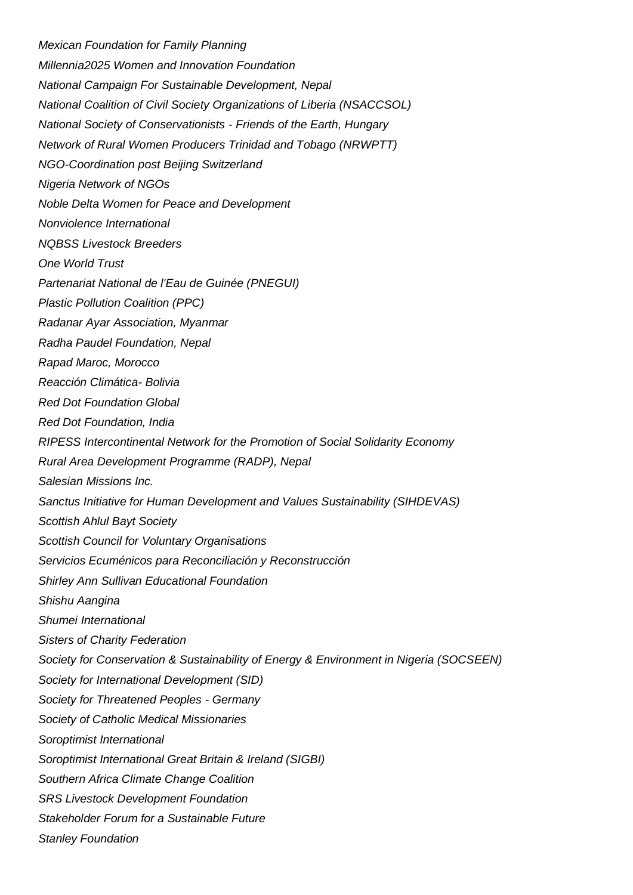*Mexican Foundation for Family Planning*

*Millennia2025 Women and Innovation Foundation*

*National Campaign For Sustainable Development, Nepal*

*National Coalition of Civil Society Organizations of Liberia (NSACCSOL)*

*National Society of Conservationists - Friends of the Earth, Hungary*

*Network of Rural Women Producers Trinidad and Tobago (NRWPTT)*

*NGO-Coordination post Beijing Switzerland*

*Nigeria Network of NGOs*

*Noble Delta Women for Peace and Development*

*Nonviolence International*

*NQBSS Livestock Breeders*

*One World Trust*

*Partenariat National de l'Eau de Guinée (PNEGUI)*

*Plastic Pollution Coalition (PPC)*

*Radanar Ayar Association, Myanmar*

*Radha Paudel Foundation, Nepal*

*Rapad Maroc, Morocco*

*Reacción Climática- Bolivia*

*Red Dot Foundation Global*

*Red Dot Foundation, India*

*RIPESS Intercontinental Network for the Promotion of Social Solidarity Economy*

*Rural Area Development Programme (RADP), Nepal*

*Salesian Missions Inc.*

*Sanctus Initiative for Human Development and Values Sustainability (SIHDEVAS)*

*Scottish Ahlul Bayt Society*

*Scottish Council for Voluntary Organisations*

*Servicios Ecuménicos para Reconciliación y Reconstrucción*

*Shirley Ann Sullivan Educational Foundation*

*Shishu Aangina*

*Shumei International*

*Sisters of Charity Federation*

*Society for Conservation & Sustainability of Energy & Environment in Nigeria (SOCSEEN)*

*Society for International Development (SID)*

*Society for Threatened Peoples - Germany*

*Society of Catholic Medical Missionaries*

*Soroptimist International*

*Soroptimist International Great Britain & Ireland (SIGBI)*

*Southern Africa Climate Change Coalition*

*SRS Livestock Development Foundation*

*Stakeholder Forum for a Sustainable Future*

*Stanley Foundation*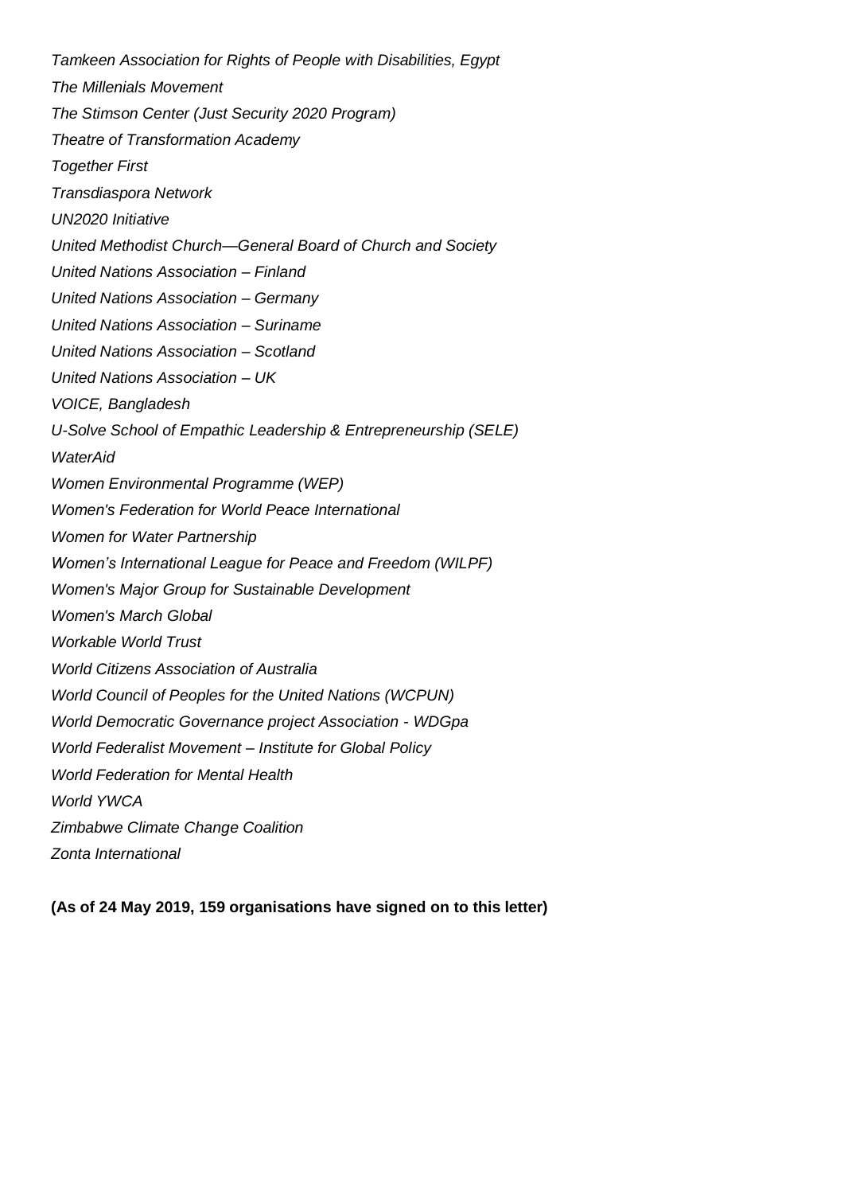*Tamkeen Association for Rights of People with Disabilities, Egypt*

*The Millenials Movement*

*The Stimson Center (Just Security 2020 Program)*

*Theatre of Transformation Academy*

*Together First*

*Transdiaspora Network*

*UN2020 Initiative*

*United Methodist Church—General Board of Church and Society*

*United Nations Association – Finland*

*United Nations Association – Germany*

*United Nations Association – Suriname*

*United Nations Association – Scotland*

*United Nations Association – UK*

*VOICE, Bangladesh*

*U-Solve School of Empathic Leadership & Entrepreneurship (SELE)*

*WaterAid*

*Women Environmental Programme (WEP)*

*Women's Federation for World Peace International*

*Women for Water Partnership*

*Women's International League for Peace and Freedom (WILPF)*

*Women's Major Group for Sustainable Development*

*Women's March Global*

*Workable World Trust*

*World Citizens Association of Australia*

*World Council of Peoples for the United Nations (WCPUN)*

*World Democratic Governance project Association - WDGpa*

*World Federalist Movement – Institute for Global Policy*

*World Federation for Mental Health*

*World YWCA*

*Zimbabwe Climate Change Coalition*

*Zonta International*

**(As of 24 May 2019, 159 organisations have signed on to this letter)**